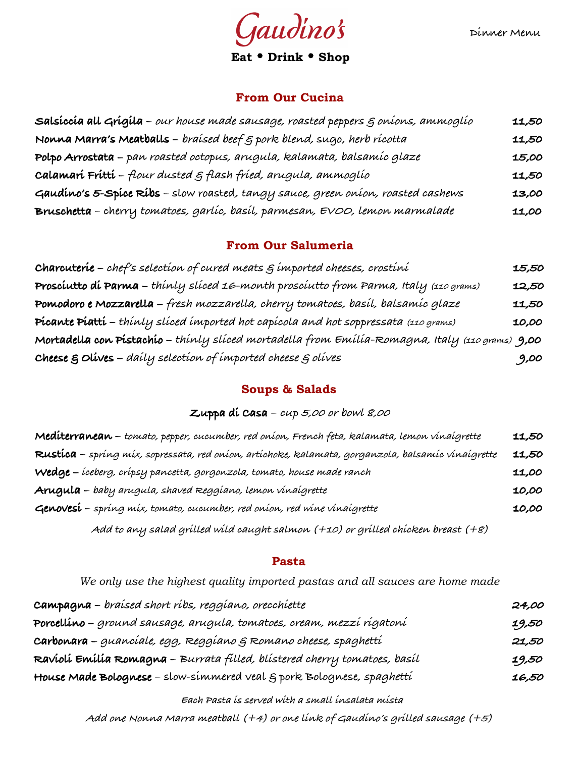# Gaudino's

**Eat • Drink • Shop**

Dinner Menu

## From Our Cucina

**Salsiccia all Grigila** – *our house made sausage, roasted peppers & onions, ammoglio* **11,50**

**Nonna Marra's Meatballs** – *braised beef & pork blend, sugo, herb ricotta* **11,50**

**Polpo Arrostata** – *pan roasted octopus, arugula, kalamata, balsamic glaze* **15,00**

**Calamari Fritti** – *flour dusted & flash fried, arugula, ammoglio* **11,50**

**Gaudino's 5-Spice Ribs** – slow roasted, tangy sauce, green onion, roasted cashews **13,00**

**Bruschetta** – cherry tomatoes, garlic, basil, parmesan, EVOO, lemon marmalade **11,00**

## From Our Salumeria

**Charcuterie** – *chef's selection of cured meats & imported cheeses, crostini* **15,50**

**Prosciutto di Parma** – *thinly sliced 16-month prosciutto from Parma, Italy (110 grams)* **12,50**

**Pomodoro e Mozzarella** – *fresh mozzarella, cherry tomatoes, basil, balsamic glaze* **11,50**

**Picante Piatti** – *thinly sliced imported hot capicola and hot soppressata (110 grams)* **10,00**

**Mortadella con Pistachio** – *thinly sliced mortadella from Emilia-Romagna, Italy (110 grams)* **9,00**

**Cheese & Olives** – *daily selection of imported cheese & olives* **9,00**

## Soups & Salads

**Zuppa di Casa** – *cup 5,00 or bowl 8,00*

**Mediterranean** – *tomato, pepper, cucumber, red onion, French feta, kalamata, lemon vinaigrette* **11,50**

**Rustica** – *spring mix, sopressata, red onion, artichoke, kalamata, gorganzola, balsamic vinaigrette* **11,50**

**Wedge** – *iceberg, cripsy pancetta, gorgonzola, tomato, house made ranch* **11,00**

**Arugula** – *baby arugula, shaved Reggiano, lemon vinaigrette* **10,00**

**Genovesi** – *spring mix, tomato, cucumber, red onion, red wine vinaigrette* **10,00**

*Add to any salad grilled wild caught salmon (+10) or grilled chicken breast (+8)*

## Pasta

*We only use the highest quality imported pastas and all sauces are home made*

**Campagna** – *braised short ribs, reggiano, orecchiette* **24,00**

**Porcellino** – *ground sausage, arugula, tomatoes, cream, mezzi rigatoni* **19,50**

**Carbonara** – *guanciale, egg, Reggiano & Romano cheese, spaghetti* **21,50**

**Ravioli Emilia Romagna** – *Burrata filled, blistered cherry tomatoes, basil* **19,50**

**House Made Bolognese** – slow-simmered veal & pork Bolognese, spaghetti **16,50**

*Each Pasta is served with a small insalata mista*

*Add one Nonna Marra meatball (+4) or one link of Gaudino's grilled sausage (+5)*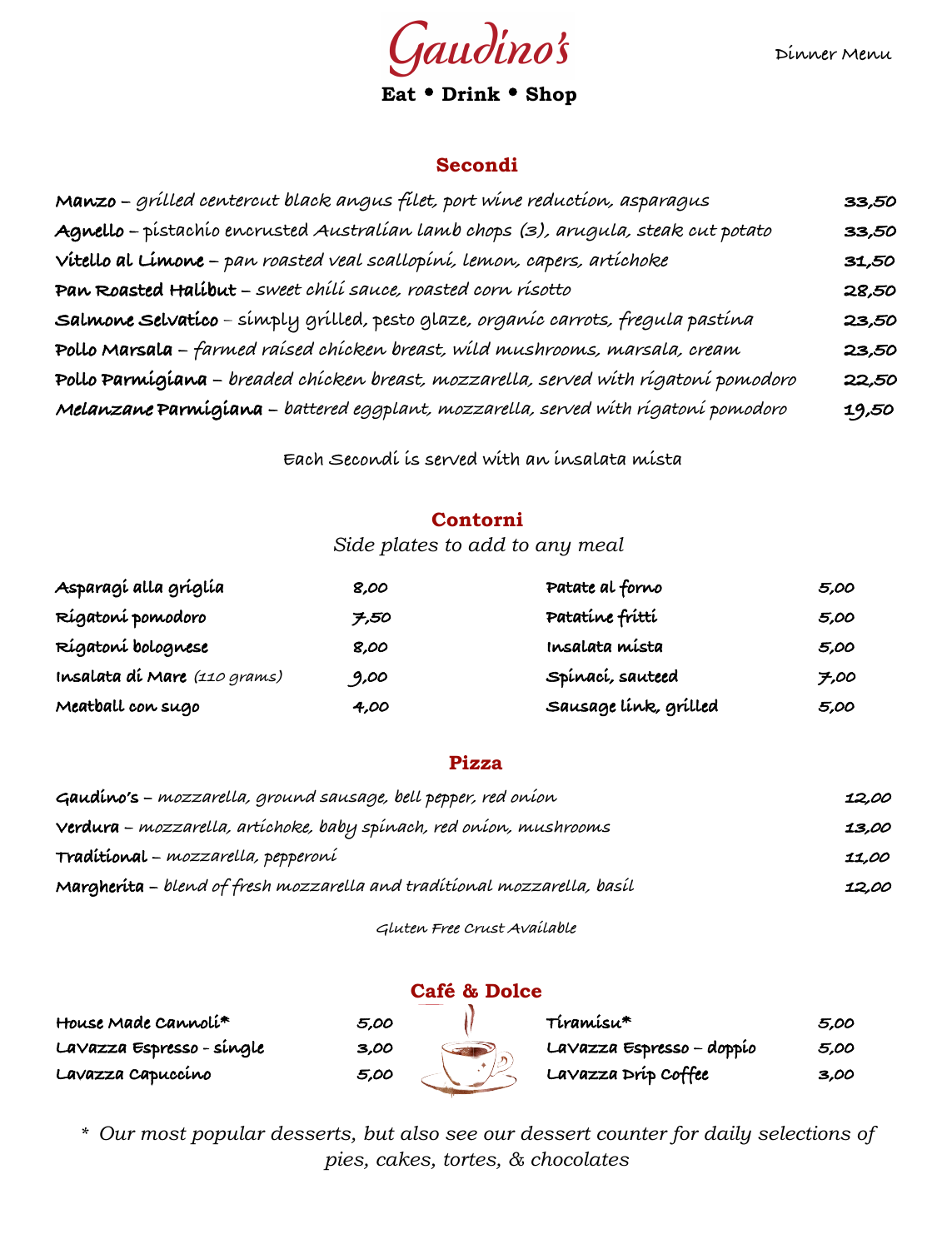# Gaudino's

**Eat • Drink • Shop**

Dinner Menu

## Secondi

| | |
|---|---|
| **Manzo** – *grilled centercut black angus filet, port wine reduction, asparagus* | 33,50 |
| **Agnello** – *pistachio encrusted Australian lamb chops (3), arugula, steak cut potato* | 33,50 |
| **Vitello al Limone** – *pan roasted veal scallopini, lemon, capers, artichoke* | 31,50 |
| **Pan Roasted Halibut** – *sweet chili sauce, roasted corn risotto* | 28,50 |
| **Salmone Selvatico** – *simply grilled, pesto glaze, organic carrots, fregula pastina* | 23,50 |
| **Pollo Marsala** – *farmed raised chicken breast, wild mushrooms, marsala, cream* | 23,50 |
| **Pollo Parmigiana** – *breaded chicken breast, mozzarella, served with rigatoni pomodoro* | 22,50 |
| **Melanzane Parmigiana** – *battered eggplant, mozzarella, served with rigatoni pomodoro* | 19,50 |

Each Secondi is served with an insalata mista

## Contorni

*Side plates to add to any meal*

| | | | |
|---|---|---|---|
| **Asparagi alla griglia** | 8,00 | **Patate al forno** | 5,00 |
| **Rigatoni pomodoro** | 7,50 | **Patatine fritti** | 5,00 |
| **Rigatoni bolognese** | 8,00 | **Insalata mista** | 5,00 |
| **Insalata di Mare** *(110 grams)* | 9,00 | **Spinaci, sauteed** | 7,00 |
| **Meatball con sugo** | 4,00 | **Sausage link, grilled** | 5,00 |

## Pizza

| | |
|---|---|
| **Gaudino's** – *mozzarella, ground sausage, bell pepper, red onion* | 12,00 |
| **Verdura** – *mozzarella, artichoke, baby spinach, red onion, mushrooms* | 13,00 |
| **Traditional** – *mozzarella, pepperoni* | 11,00 |
| **Margherita** – *blend of fresh mozzarella and traditional mozzarella, basil* | 12,00 |

*Gluten Free Crust Available*

## Café & Dolce

| | | | |
|---|---|---|---|
| **House Made Cannoli*** | 5,00 | **Tiramisu*** | 5,00 |
| **Lavazza Espresso - single** | 3,00 | **Lavazza Espresso – doppio** | 5,00 |
| **Lavazza Capuccino** | 5,00 | **Lavazza Drip Coffee** | 3,00 |

*\* Our most popular desserts, but also see our dessert counter for daily selections of pies, cakes, tortes, & chocolates*